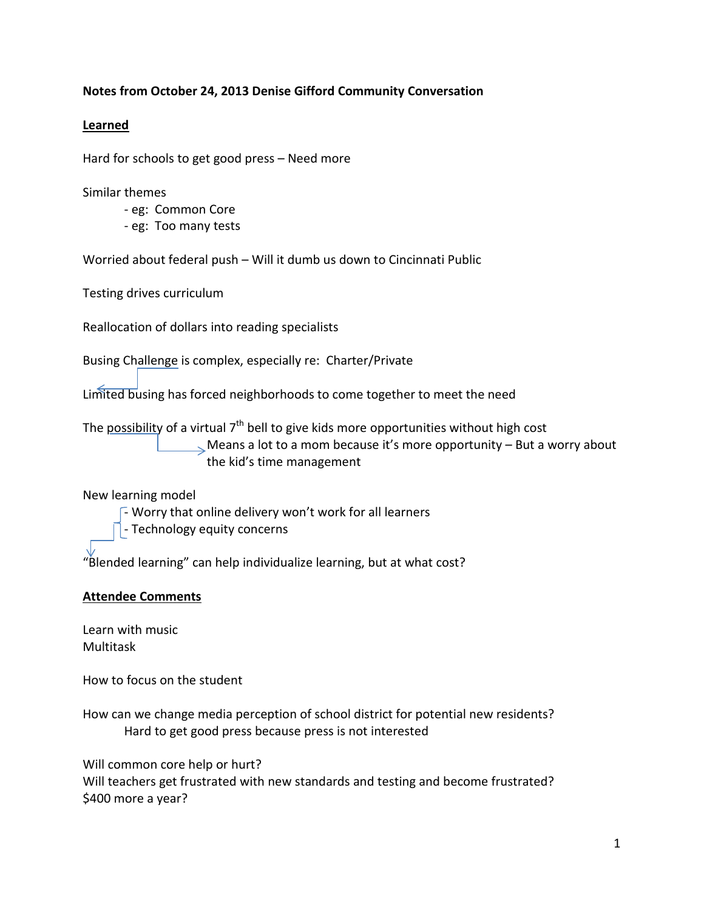**Notes from October 24, 2013 Denise Gifford Community Conversation**

**Learned**

Hard for schools to get good press – Need more

Similar themes

- eg: Common Core
- eg: Too many tests

Worried about federal push – Will it dumb us down to Cincinnati Public

Testing drives curriculum

Reallocation of dollars into reading specialists

Busing Challenge is complex, especially re: Charter/Private

Limited busing has forced neighborhoods to come together to meet the need

The possibility of a virtual 7th bell to give kids more opportunities without high cost

→ Means a lot to a mom because it's more opportunity – But a worry about the kid's time management

New learning model

- Worry that online delivery won't work for all learners
- Technology equity concerns

"Blended learning" can help individualize learning, but at what cost?

**Attendee Comments**

Learn with music
Multitask

How to focus on the student

How can we change media perception of school district for potential new residents?
Hard to get good press because press is not interested

Will common core help or hurt?
Will teachers get frustrated with new standards and testing and become frustrated?
$400 more a year?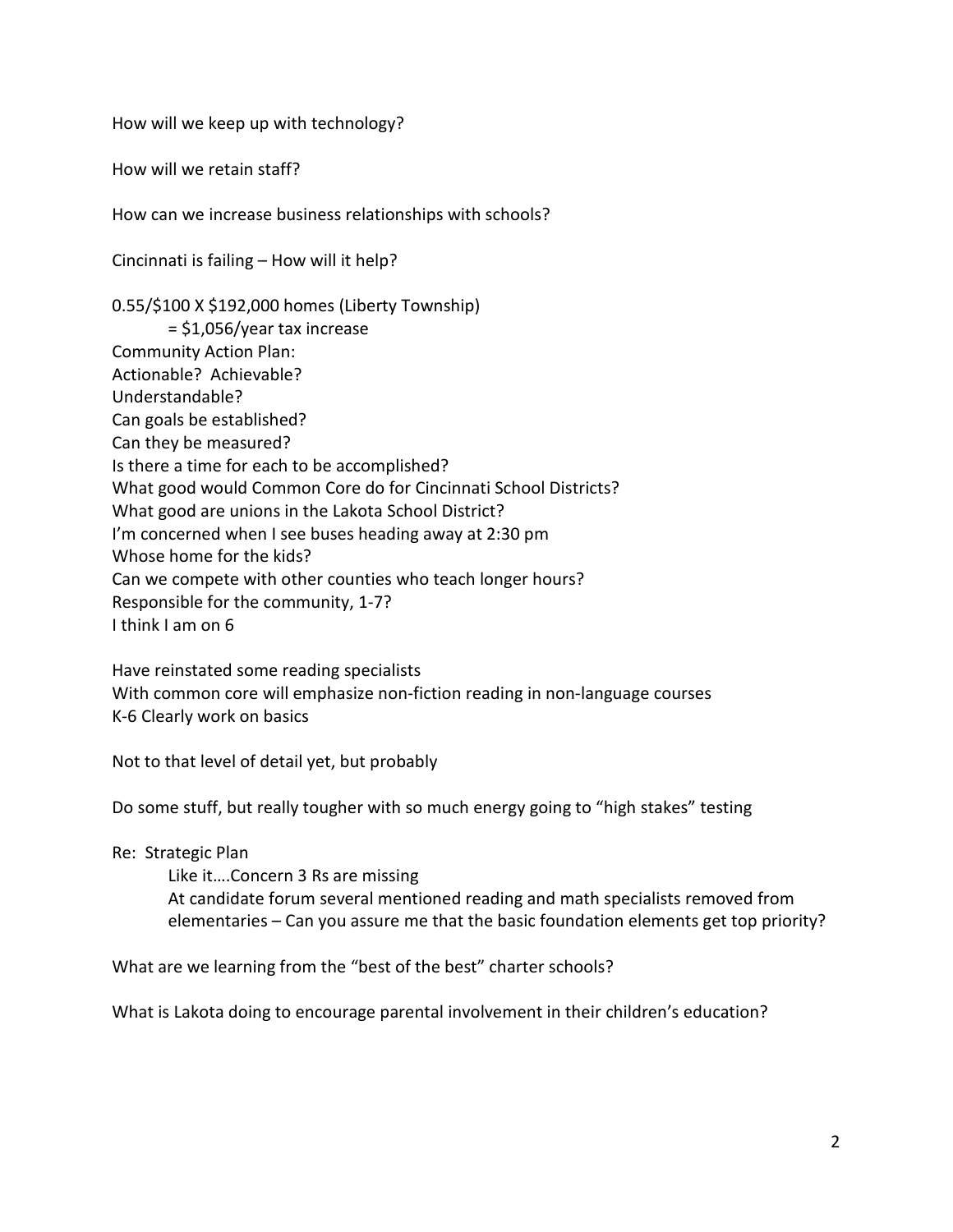How will we keep up with technology?

How will we retain staff?

How can we increase business relationships with schools?

Cincinnati is failing – How will it help?

0.55/$100 X $192,000 homes (Liberty Township)
    = $1,056/year tax increase
Community Action Plan:
Actionable? Achievable?
Understandable?
Can goals be established?
Can they be measured?
Is there a time for each to be accomplished?
What good would Common Core do for Cincinnati School Districts?
What good are unions in the Lakota School District?
I'm concerned when I see buses heading away at 2:30 pm
Whose home for the kids?
Can we compete with other counties who teach longer hours?
Responsible for the community, 1-7?
I think I am on 6

Have reinstated some reading specialists
With common core will emphasize non-fiction reading in non-language courses
K-6 Clearly work on basics

Not to that level of detail yet, but probably

Do some stuff, but really tougher with so much energy going to "high stakes" testing

Re: Strategic Plan
    Like it….Concern 3 Rs are missing
    At candidate forum several mentioned reading and math specialists removed from elementaries – Can you assure me that the basic foundation elements get top priority?

What are we learning from the "best of the best" charter schools?

What is Lakota doing to encourage parental involvement in their children's education?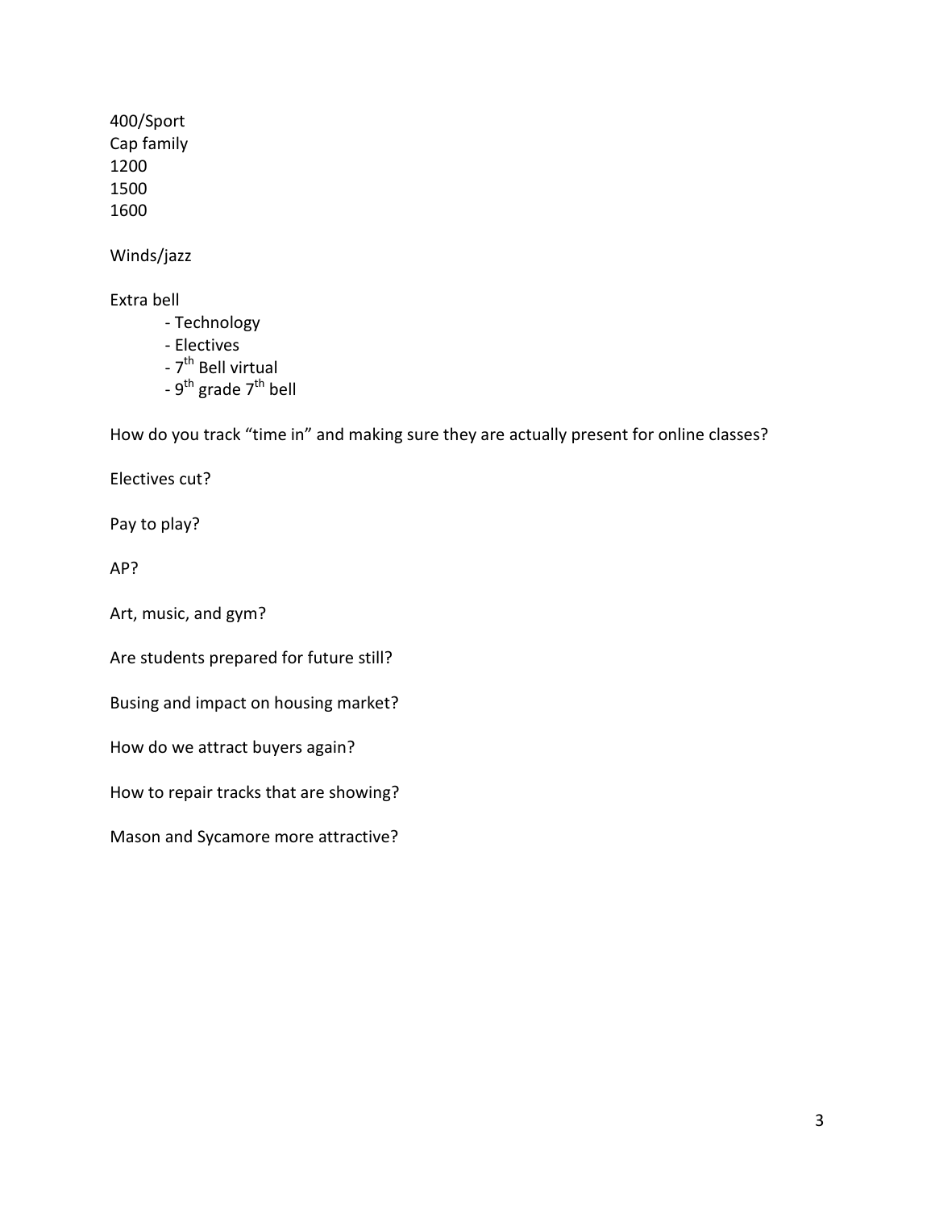400/Sport
Cap family
1200
1500
1600

Winds/jazz

Extra bell

- Technology
- Electives
- 7th Bell virtual
- 9th grade 7th bell

How do you track "time in" and making sure they are actually present for online classes?

Electives cut?

Pay to play?

AP?

Art, music, and gym?

Are students prepared for future still?

Busing and impact on housing market?

How do we attract buyers again?

How to repair tracks that are showing?

Mason and Sycamore more attractive?